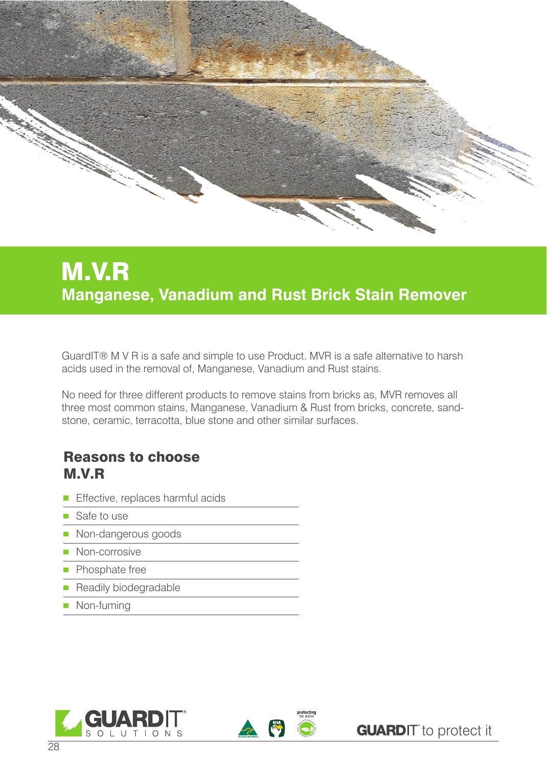# M.V.R

## Manganese, Vanadium and Rust Brick Stain Remover

GuardIT® M V R is a safe and simple to use Product. MVR is a safe alternative to harsh acids used in the removal of, Manganese, Vanadium and Rust stains.

No need for three different products to remove stains from bricks as, MVR removes all three most common stains, Manganese, Vanadium & Rust from bricks, concrete, sandstone, ceramic, terracotta, blue stone and other similar surfaces.

### Reasons to choose M.V.R

- Effective, replaces harmful acids
- Safe to use
- Non-dangerous goods
- Non-corrosive
- Phosphate free
- Readily biodegradable
- Non-fuming

GUARDIT SOLUTIONS

GUARDIT to protect it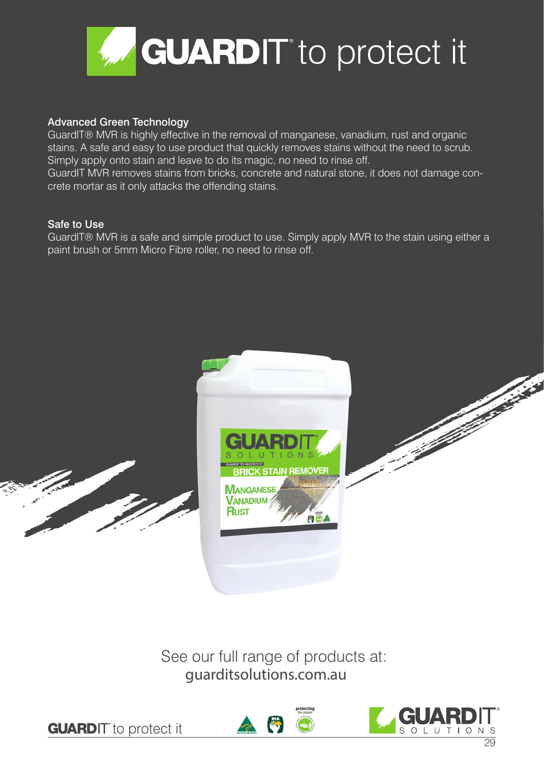# GUARDIT® to protect it

### Advanced Green Technology

GuardIT® MVR is highly effective in the removal of manganese, vanadium, rust and organic stains. A safe and easy to use product that quickly removes stains without the need to scrub. Simply apply onto stain and leave to do its magic, no need to rinse off.
GuardIT MVR removes stains from bricks, concrete and natural stone, it does not damage concrete mortar as it only attacks the offending stains.

### Safe to Use

GuardIT® MVR is a safe and simple product to use. Simply apply MVR to the stain using either a paint brush or 5mm Micro Fibre roller, no need to rinse off.

See our full range of products at:
guarditsolutions.com.au